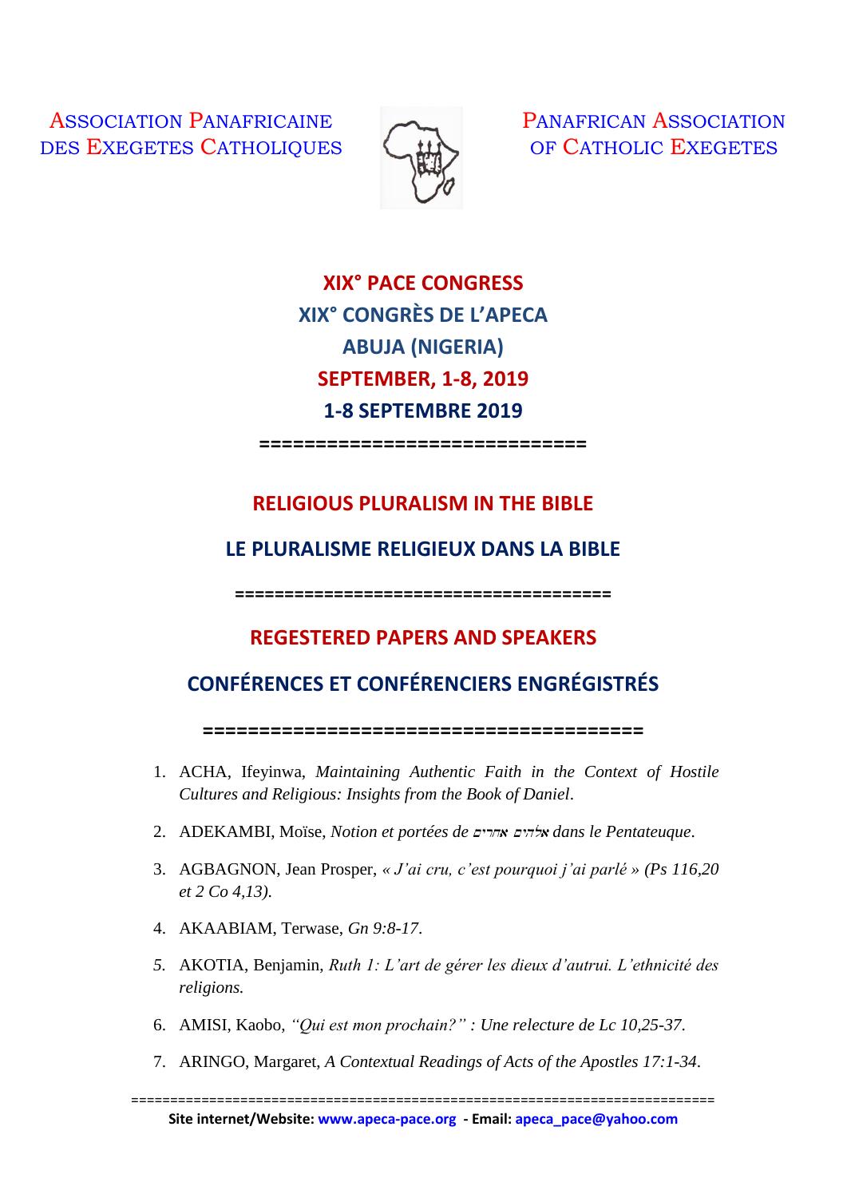ASSOCIATION PANAFRICAINE DES EXEGETES CATHOLIQUES

PANAFRICAN ASSOCIATION OF CATHOLIC EXEGETES

# XIX° PACE CONGRESS
# XIX° CONGRÈS DE L'APECA
# ABUJA (NIGERIA)
# SEPTEMBER, 1-8, 2019
# 1-8 SEPTEMBRE 2019

============================

## RELIGIOUS PLURALISM IN THE BIBLE

## LE PLURALISME RELIGIEUX DANS LA BIBLE

=====================================

## REGESTERED PAPERS AND SPEAKERS

## CONFÉRENCES ET CONFÉRENCIERS ENGRÉGISTRÉS

========================================

1. ACHA, Ifeyinwa, *Maintaining Authentic Faith in the Context of Hostile Cultures and Religious: Insights from the Book of Daniel*.
2. ADEKAMBI, Moïse, *Notion et portées de אלהים אחרים dans le Pentateuque*.
3. AGBAGNON, Jean Prosper, *« J'ai cru, c'est pourquoi j'ai parlé » (Ps 116,20 et 2 Co 4,13).*
4. AKAABIAM, Terwase, *Gn 9:8-17*.
5. AKOTIA, Benjamin, *Ruth 1: L'art de gérer les dieux d'autrui. L'ethnicité des religions.*
6. AMISI, Kaobo, *"Qui est mon prochain?" : Une relecture de Lc 10,25-37*.
7. ARINGO, Margaret, *A Contextual Readings of Acts of the Apostles 17:1-34*.

==========================================================================

**Site internet/Website: www.apeca-pace.org - Email: apeca_pace@yahoo.com**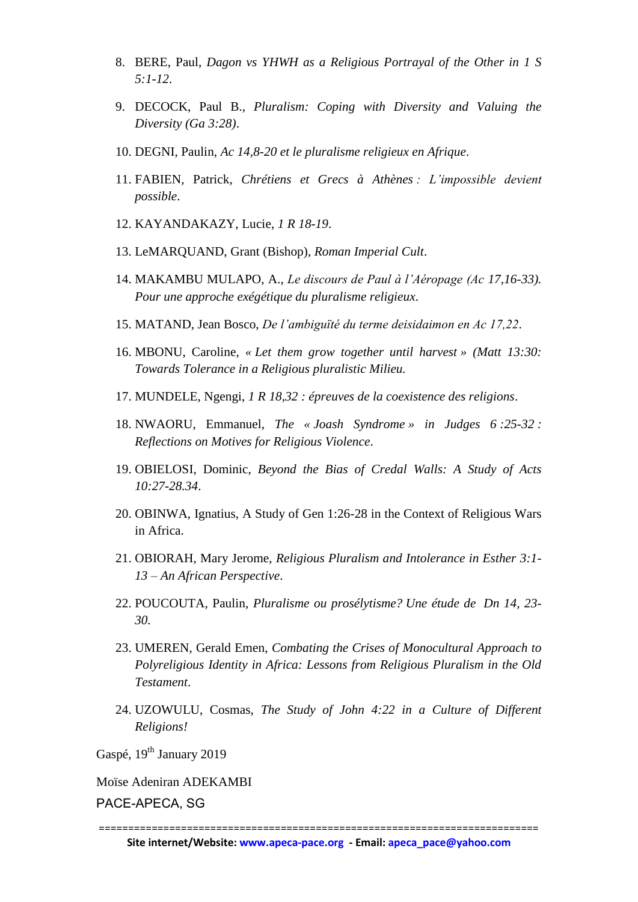8. BERE, Paul, *Dagon vs YHWH as a Religious Portrayal of the Other in 1 S 5:1-12*.

9. DECOCK, Paul B., *Pluralism: Coping with Diversity and Valuing the Diversity (Ga 3:28)*.

10. DEGNI, Paulin, *Ac 14,8-20 et le pluralisme religieux en Afrique*.

11. FABIEN, Patrick, *Chrétiens et Grecs à Athènes : L'impossible devient possible*.

12. KAYANDAKAZY, Lucie, *1 R 18-19*.

13. LeMARQUAND, Grant (Bishop), *Roman Imperial Cult*.

14. MAKAMBU MULAPO, A., *Le discours de Paul à l'Aéropage (Ac 17,16-33). Pour une approche exégétique du pluralisme religieux*.

15. MATAND, Jean Bosco, *De l'ambiguïté du terme deisidaimon en Ac 17,22*.

16. MBONU, Caroline, *« Let them grow together until harvest » (Matt 13:30: Towards Tolerance in a Religious pluralistic Milieu.*

17. MUNDELE, Ngengi, *1 R 18,32 : épreuves de la coexistence des religions*.

18. NWAORU, Emmanuel, *The « Joash Syndrome » in Judges 6 :25-32 : Reflections on Motives for Religious Violence*.

19. OBIELOSI, Dominic, *Beyond the Bias of Credal Walls: A Study of Acts 10:27-28.34*.

20. OBINWA, Ignatius, A Study of Gen 1:26-28 in the Context of Religious Wars in Africa.

21. OBIORAH, Mary Jerome, *Religious Pluralism and Intolerance in Esther 3:1-13 – An African Perspective*.

22. POUCOUTA, Paulin, *Pluralisme ou prosélytisme? Une étude de Dn 14, 23-30.*

23. UMEREN, Gerald Emen, *Combating the Crises of Monocultural Approach to Polyreligious Identity in Africa: Lessons from Religious Pluralism in the Old Testament*.

24. UZOWULU, Cosmas, *The Study of John 4:22 in a Culture of Different Religions!*

Gaspé, 19th January 2019

Moïse Adeniran ADEKAMBI

PACE-APECA, SG

**Site internet/Website:** www.apeca-pace.org **- Email:** apeca_pace@yahoo.com